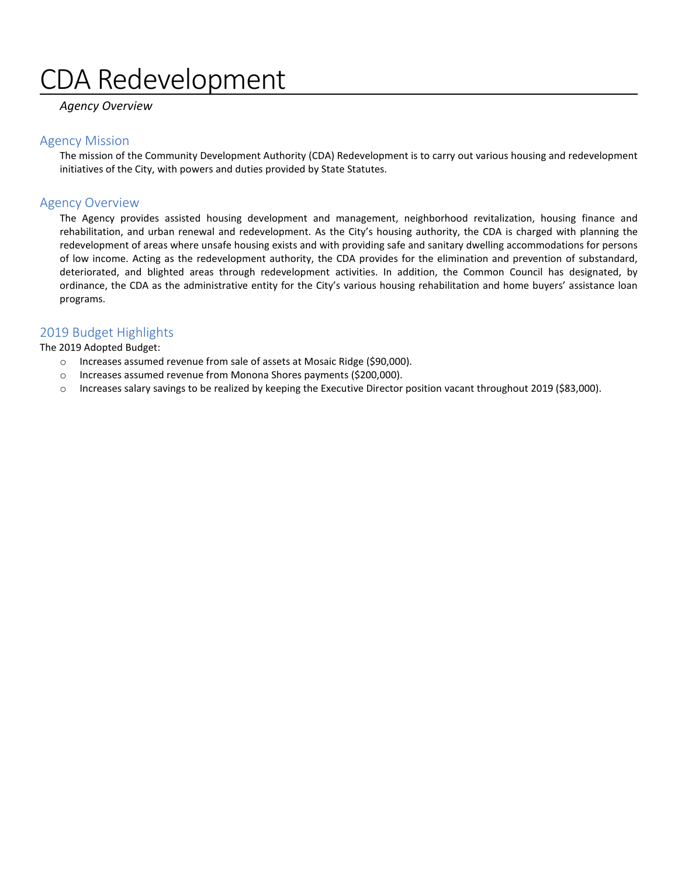# CDA Redevelopment

*Agency Overview*

## Agency Mission

The mission of the Community Development Authority (CDA) Redevelopment is to carry out various housing and redevelopment initiatives of the City, with powers and duties provided by State Statutes.

## Agency Overview

The Agency provides assisted housing development and management, neighborhood revitalization, housing finance and rehabilitation, and urban renewal and redevelopment. As the City's housing authority, the CDA is charged with planning the redevelopment of areas where unsafe housing exists and with providing safe and sanitary dwelling accommodations for persons of low income. Acting as the redevelopment authority, the CDA provides for the elimination and prevention of substandard, deteriorated, and blighted areas through redevelopment activities. In addition, the Common Council has designated, by ordinance, the CDA as the administrative entity for the City's various housing rehabilitation and home buyers' assistance loan programs.

## 2019 Budget Highlights

The 2019 Adopted Budget:

- Increases assumed revenue from sale of assets at Mosaic Ridge ($90,000).
- Increases assumed revenue from Monona Shores payments ($200,000).
- Increases salary savings to be realized by keeping the Executive Director position vacant throughout 2019 ($83,000).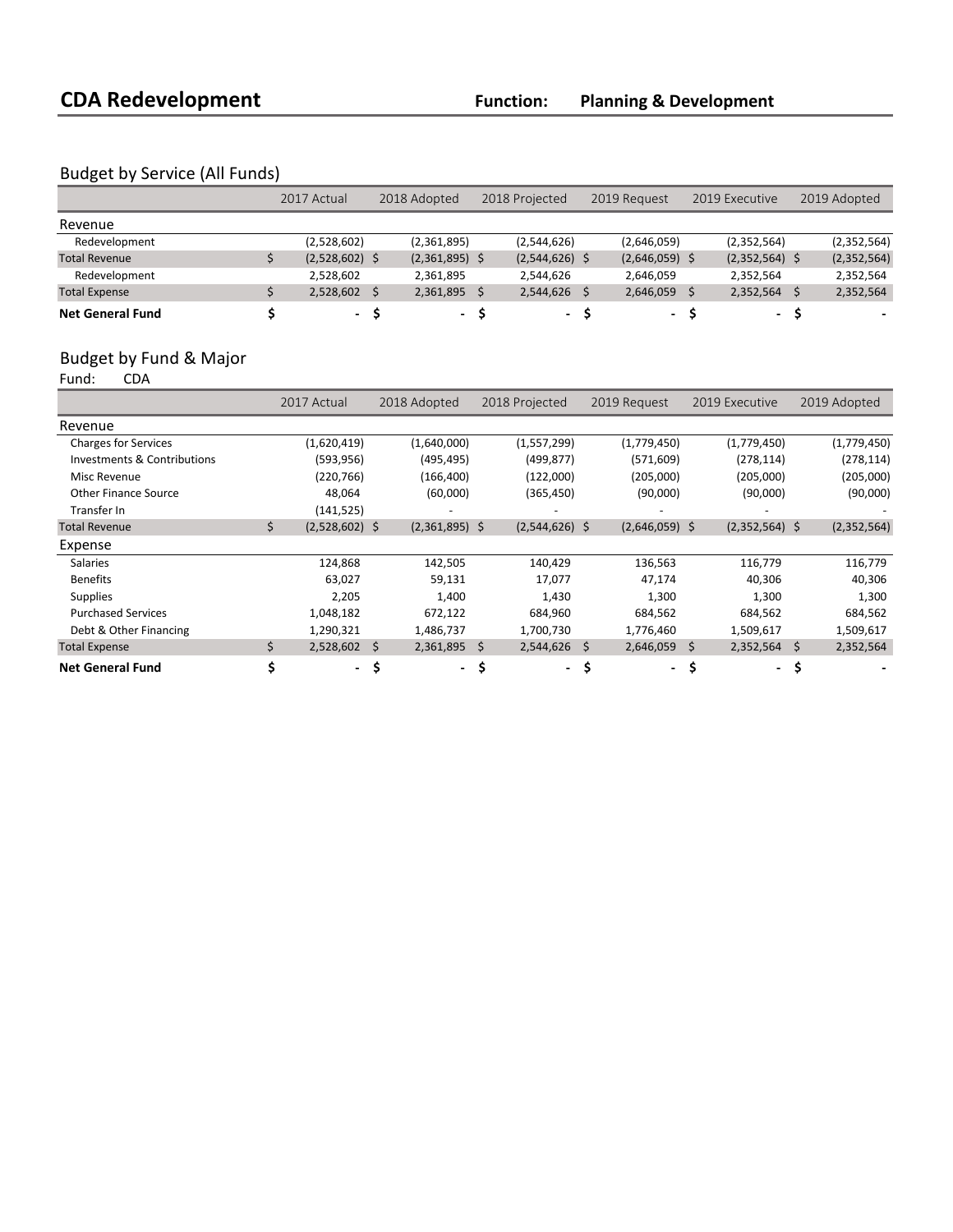# CDA Redevelopment

**Function: Planning & Development**

## Budget by Service (All Funds)

| | 2017 Actual | 2018 Adopted | 2018 Projected | 2019 Request | 2019 Executive | 2019 Adopted |
|---|---|---|---|---|---|---|
| Revenue | | | | | | |
| Redevelopment | (2,528,602) | (2,361,895) | (2,544,626) | (2,646,059) | (2,352,564) | (2,352,564) |
| Total Revenue | $ (2,528,602) | $ (2,361,895) | $ (2,544,626) | $ (2,646,059) | $ (2,352,564) | $ (2,352,564) |
| Redevelopment | 2,528,602 | 2,361,895 | 2,544,626 | 2,646,059 | 2,352,564 | 2,352,564 |
| Total Expense | $ 2,528,602 | $ 2,361,895 | $ 2,544,626 | $ 2,646,059 | $ 2,352,564 | $ 2,352,564 |
| **Net General Fund** | **$ -** | **$ -** | **$ -** | **$ -** | **$ -** | **$ -** |

## Budget by Fund & Major

Fund: CDA

| | 2017 Actual | 2018 Adopted | 2018 Projected | 2019 Request | 2019 Executive | 2019 Adopted |
|---|---|---|---|---|---|---|
| Revenue | | | | | | |
| Charges for Services | (1,620,419) | (1,640,000) | (1,557,299) | (1,779,450) | (1,779,450) | (1,779,450) |
| Investments & Contributions | (593,956) | (495,495) | (499,877) | (571,609) | (278,114) | (278,114) |
| Misc Revenue | (220,766) | (166,400) | (122,000) | (205,000) | (205,000) | (205,000) |
| Other Finance Source | 48,064 | (60,000) | (365,450) | (90,000) | (90,000) | (90,000) |
| Transfer In | (141,525) | - | - | - | - | - |
| Total Revenue | $ (2,528,602) | $ (2,361,895) | $ (2,544,626) | $ (2,646,059) | $ (2,352,564) | $ (2,352,564) |
| Expense | | | | | | |
| Salaries | 124,868 | 142,505 | 140,429 | 136,563 | 116,779 | 116,779 |
| Benefits | 63,027 | 59,131 | 17,077 | 47,174 | 40,306 | 40,306 |
| Supplies | 2,205 | 1,400 | 1,430 | 1,300 | 1,300 | 1,300 |
| Purchased Services | 1,048,182 | 672,122 | 684,960 | 684,562 | 684,562 | 684,562 |
| Debt & Other Financing | 1,290,321 | 1,486,737 | 1,700,730 | 1,776,460 | 1,509,617 | 1,509,617 |
| Total Expense | $ 2,528,602 | $ 2,361,895 | $ 2,544,626 | $ 2,646,059 | $ 2,352,564 | $ 2,352,564 |
| **Net General Fund** | **$ -** | **$ -** | **$ -** | **$ -** | **$ -** | **$ -** |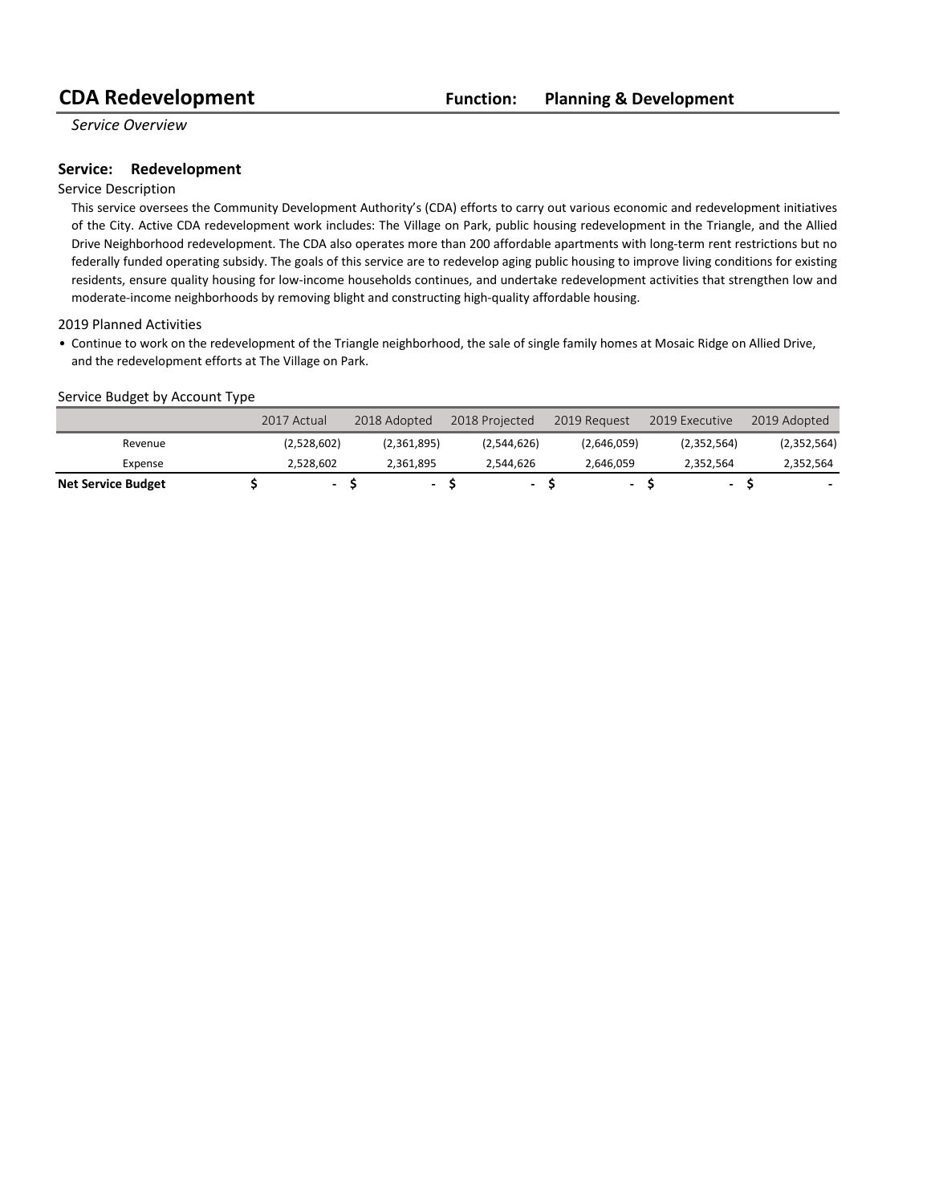# CDA Redevelopment

**Function: Planning & Development**

*Service Overview*

## Service: Redevelopment

Service Description

This service oversees the Community Development Authority's (CDA) efforts to carry out various economic and redevelopment initiatives of the City. Active CDA redevelopment work includes: The Village on Park, public housing redevelopment in the Triangle, and the Allied Drive Neighborhood redevelopment. The CDA also operates more than 200 affordable apartments with long-term rent restrictions but no federally funded operating subsidy. The goals of this service are to redevelop aging public housing to improve living conditions for existing residents, ensure quality housing for low-income households continues, and undertake redevelopment activities that strengthen low and moderate-income neighborhoods by removing blight and constructing high-quality affordable housing.

2019 Planned Activities

- Continue to work on the redevelopment of the Triangle neighborhood, the sale of single family homes at Mosaic Ridge on Allied Drive, and the redevelopment efforts at The Village on Park.

Service Budget by Account Type

| | 2017 Actual | 2018 Adopted | 2018 Projected | 2019 Request | 2019 Executive | 2019 Adopted |
|---|---|---|---|---|---|---|
| Revenue | (2,528,602) | (2,361,895) | (2,544,626) | (2,646,059) | (2,352,564) | (2,352,564) |
| Expense | 2,528,602 | 2,361,895 | 2,544,626 | 2,646,059 | 2,352,564 | 2,352,564 |
| **Net Service Budget** | $ - | $ - | $ - | $ - | $ - | $ - |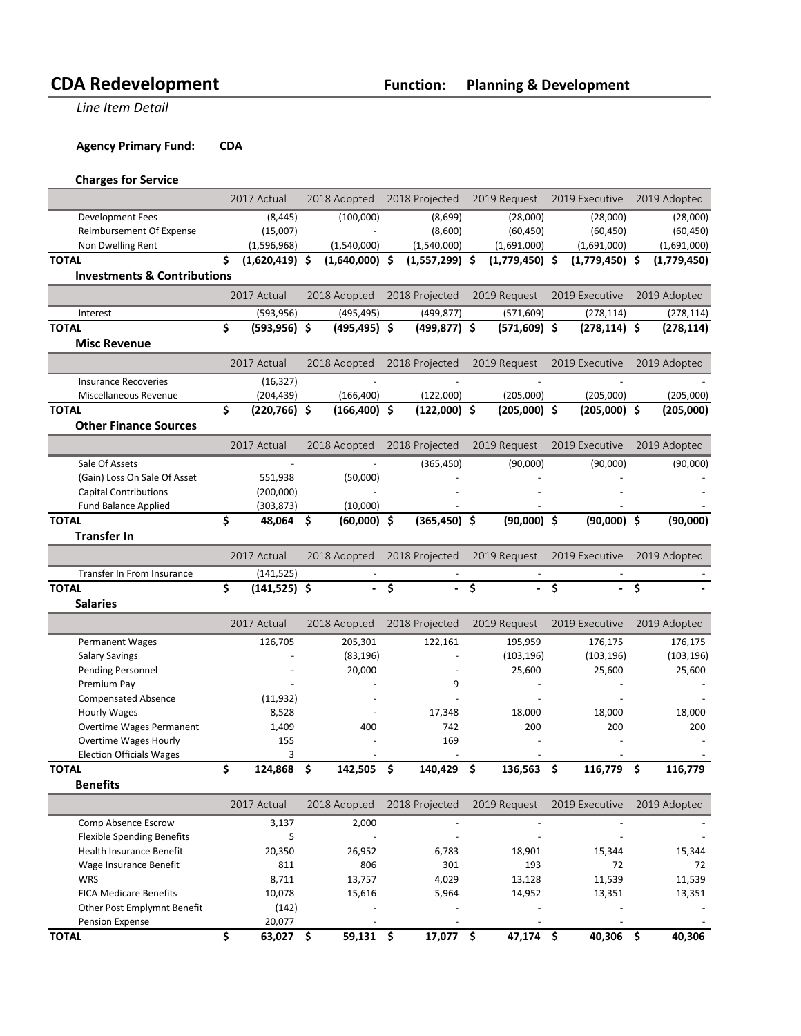# CDA Redevelopment

**Function: Planning & Development**

*Line Item Detail*

**Agency Primary Fund: CDA**

### Charges for Service

| | 2017 Actual | 2018 Adopted | 2018 Projected | 2019 Request | 2019 Executive | 2019 Adopted |
|---|---|---|---|---|---|---|
| Development Fees | (8,445) | (100,000) | (8,699) | (28,000) | (28,000) | (28,000) |
| Reimbursement Of Expense | (15,007) | - | (8,600) | (60,450) | (60,450) | (60,450) |
| Non Dwelling Rent | (1,596,968) | (1,540,000) | (1,540,000) | (1,691,000) | (1,691,000) | (1,691,000) |
| **TOTAL** | **$ (1,620,419)** | **$ (1,640,000)** | **$ (1,557,299)** | **$ (1,779,450)** | **$ (1,779,450)** | **$ (1,779,450)** |

### Investments & Contributions

| | 2017 Actual | 2018 Adopted | 2018 Projected | 2019 Request | 2019 Executive | 2019 Adopted |
|---|---|---|---|---|---|---|
| Interest | (593,956) | (495,495) | (499,877) | (571,609) | (278,114) | (278,114) |
| **TOTAL** | **$ (593,956)** | **$ (495,495)** | **$ (499,877)** | **$ (571,609)** | **$ (278,114)** | **$ (278,114)** |

### Misc Revenue

| | 2017 Actual | 2018 Adopted | 2018 Projected | 2019 Request | 2019 Executive | 2019 Adopted |
|---|---|---|---|---|---|---|
| Insurance Recoveries | (16,327) | - | - | - | - | - |
| Miscellaneous Revenue | (204,439) | (166,400) | (122,000) | (205,000) | (205,000) | (205,000) |
| **TOTAL** | **$ (220,766)** | **$ (166,400)** | **$ (122,000)** | **$ (205,000)** | **$ (205,000)** | **$ (205,000)** |

### Other Finance Sources

| | 2017 Actual | 2018 Adopted | 2018 Projected | 2019 Request | 2019 Executive | 2019 Adopted |
|---|---|---|---|---|---|---|
| Sale Of Assets | - | - | (365,450) | (90,000) | (90,000) | (90,000) |
| (Gain) Loss On Sale Of Asset | 551,938 | (50,000) | - | - | - | - |
| Capital Contributions | (200,000) | - | - | - | - | - |
| Fund Balance Applied | (303,873) | (10,000) | - | - | - | - |
| **TOTAL** | **$ 48,064** | **$ (60,000)** | **$ (365,450)** | **$ (90,000)** | **$ (90,000)** | **$ (90,000)** |

### Transfer In

| | 2017 Actual | 2018 Adopted | 2018 Projected | 2019 Request | 2019 Executive | 2019 Adopted |
|---|---|---|---|---|---|---|
| Transfer In From Insurance | (141,525) | - | - | - | - | - |
| **TOTAL** | **$ (141,525)** | **$ -** | **$ -** | **$ -** | **$ -** | **$ -** |

### Salaries

| | 2017 Actual | 2018 Adopted | 2018 Projected | 2019 Request | 2019 Executive | 2019 Adopted |
|---|---|---|---|---|---|---|
| Permanent Wages | 126,705 | 205,301 | 122,161 | 195,959 | 176,175 | 176,175 |
| Salary Savings | - | (83,196) | - | (103,196) | (103,196) | (103,196) |
| Pending Personnel | - | 20,000 | - | 25,600 | 25,600 | 25,600 |
| Premium Pay | - | - | 9 | - | - | - |
| Compensated Absence | (11,932) | - | - | - | - | - |
| Hourly Wages | 8,528 | - | 17,348 | 18,000 | 18,000 | 18,000 |
| Overtime Wages Permanent | 1,409 | 400 | 742 | 200 | 200 | 200 |
| Overtime Wages Hourly | 155 | - | 169 | - | - | - |
| Election Officials Wages | 3 | - | - | - | - | - |
| **TOTAL** | **$ 124,868** | **$ 142,505** | **$ 140,429** | **$ 136,563** | **$ 116,779** | **$ 116,779** |

### Benefits

| | 2017 Actual | 2018 Adopted | 2018 Projected | 2019 Request | 2019 Executive | 2019 Adopted |
|---|---|---|---|---|---|---|
| Comp Absence Escrow | 3,137 | 2,000 | - | - | - | - |
| Flexible Spending Benefits | 5 | - | - | - | - | - |
| Health Insurance Benefit | 20,350 | 26,952 | 6,783 | 18,901 | 15,344 | 15,344 |
| Wage Insurance Benefit | 811 | 806 | 301 | 193 | 72 | 72 |
| WRS | 8,711 | 13,757 | 4,029 | 13,128 | 11,539 | 11,539 |
| FICA Medicare Benefits | 10,078 | 15,616 | 5,964 | 14,952 | 13,351 | 13,351 |
| Other Post Emplymnt Benefit | (142) | - | - | - | - | - |
| Pension Expense | 20,077 | - | - | - | - | - |
| **TOTAL** | **$ 63,027** | **$ 59,131** | **$ 17,077** | **$ 47,174** | **$ 40,306** | **$ 40,306** |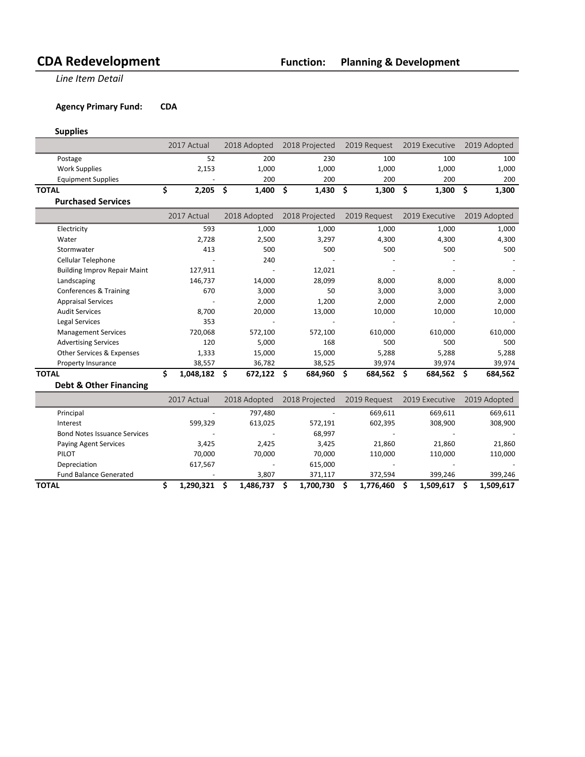# CDA Redevelopment

**Function: Planning & Development**

*Line Item Detail*

**Agency Primary Fund: CDA**

### Supplies

| | 2017 Actual | 2018 Adopted | 2018 Projected | 2019 Request | 2019 Executive | 2019 Adopted |
|---|---|---|---|---|---|---|
| Postage | 52 | 200 | 230 | 100 | 100 | 100 |
| Work Supplies | 2,153 | 1,000 | 1,000 | 1,000 | 1,000 | 1,000 |
| Equipment Supplies | - | 200 | 200 | 200 | 200 | 200 |
| **TOTAL** | **$ 2,205** | **$ 1,400** | **$ 1,430** | **$ 1,300** | **$ 1,300** | **$ 1,300** |

### Purchased Services

| | 2017 Actual | 2018 Adopted | 2018 Projected | 2019 Request | 2019 Executive | 2019 Adopted |
|---|---|---|---|---|---|---|
| Electricity | 593 | 1,000 | 1,000 | 1,000 | 1,000 | 1,000 |
| Water | 2,728 | 2,500 | 3,297 | 4,300 | 4,300 | 4,300 |
| Stormwater | 413 | 500 | 500 | 500 | 500 | 500 |
| Cellular Telephone | - | 240 | - | - | - | - |
| Building Improv Repair Maint | 127,911 | - | 12,021 | - | - | - |
| Landscaping | 146,737 | 14,000 | 28,099 | 8,000 | 8,000 | 8,000 |
| Conferences & Training | 670 | 3,000 | 50 | 3,000 | 3,000 | 3,000 |
| Appraisal Services | - | 2,000 | 1,200 | 2,000 | 2,000 | 2,000 |
| Audit Services | 8,700 | 20,000 | 13,000 | 10,000 | 10,000 | 10,000 |
| Legal Services | 353 | - | - | - | - | - |
| Management Services | 720,068 | 572,100 | 572,100 | 610,000 | 610,000 | 610,000 |
| Advertising Services | 120 | 5,000 | 168 | 500 | 500 | 500 |
| Other Services & Expenses | 1,333 | 15,000 | 15,000 | 5,288 | 5,288 | 5,288 |
| Property Insurance | 38,557 | 36,782 | 38,525 | 39,974 | 39,974 | 39,974 |
| **TOTAL** | **$ 1,048,182** | **$ 672,122** | **$ 684,960** | **$ 684,562** | **$ 684,562** | **$ 684,562** |

### Debt & Other Financing

| | 2017 Actual | 2018 Adopted | 2018 Projected | 2019 Request | 2019 Executive | 2019 Adopted |
|---|---|---|---|---|---|---|
| Principal | - | 797,480 | - | 669,611 | 669,611 | 669,611 |
| Interest | 599,329 | 613,025 | 572,191 | 602,395 | 308,900 | 308,900 |
| Bond Notes Issuance Services | - | - | 68,997 | - | - | - |
| Paying Agent Services | 3,425 | 2,425 | 3,425 | 21,860 | 21,860 | 21,860 |
| PILOT | 70,000 | 70,000 | 70,000 | 110,000 | 110,000 | 110,000 |
| Depreciation | 617,567 | - | 615,000 | - | - | - |
| Fund Balance Generated | - | 3,807 | 371,117 | 372,594 | 399,246 | 399,246 |
| **TOTAL** | **$ 1,290,321** | **$ 1,486,737** | **$ 1,700,730** | **$ 1,776,460** | **$ 1,509,617** | **$ 1,509,617** |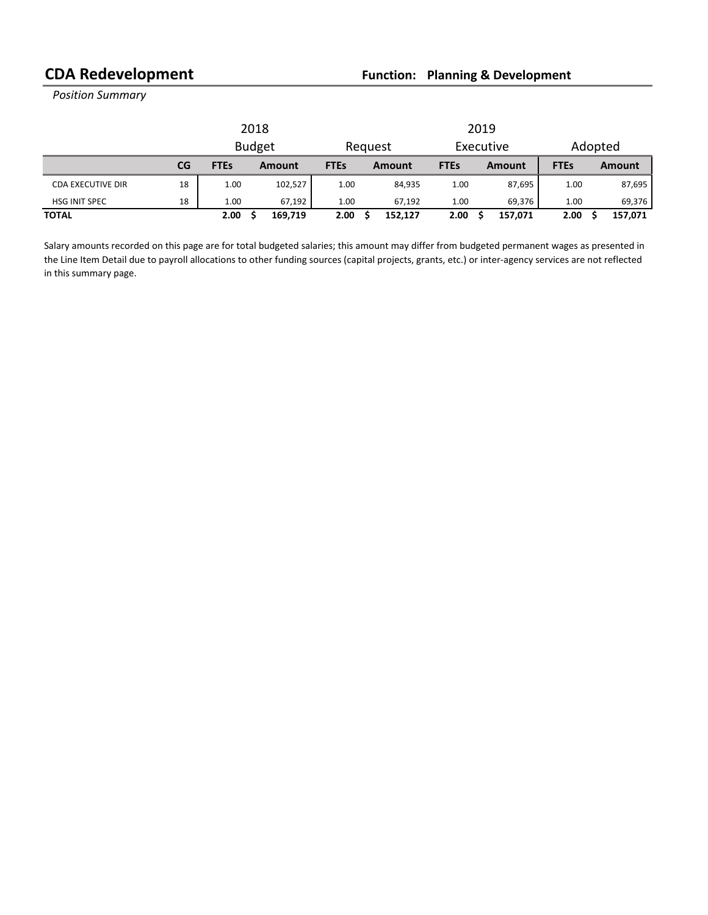## CDA Redevelopment

**Function: Planning & Development**

*Position Summary*

| | | 2018 | | 2019 | | | | | |
|---|---|---|---|---|---|---|---|---|---|
| | | Budget | | Request | | Executive | | Adopted | |
| | **CG** | **FTEs** | **Amount** | **FTEs** | **Amount** | **FTEs** | **Amount** | **FTEs** | **Amount** |
| CDA EXECUTIVE DIR | 18 | 1.00 | 102,527 | 1.00 | 84,935 | 1.00 | 87,695 | 1.00 | 87,695 |
| HSG INIT SPEC | 18 | 1.00 | 67,192 | 1.00 | 67,192 | 1.00 | 69,376 | 1.00 | 69,376 |
| **TOTAL** | | **2.00** | **$ 169,719** | **2.00** | **$ 152,127** | **2.00** | **$ 157,071** | **2.00** | **$ 157,071** |

Salary amounts recorded on this page are for total budgeted salaries; this amount may differ from budgeted permanent wages as presented in the Line Item Detail due to payroll allocations to other funding sources (capital projects, grants, etc.) or inter-agency services are not reflected in this summary page.